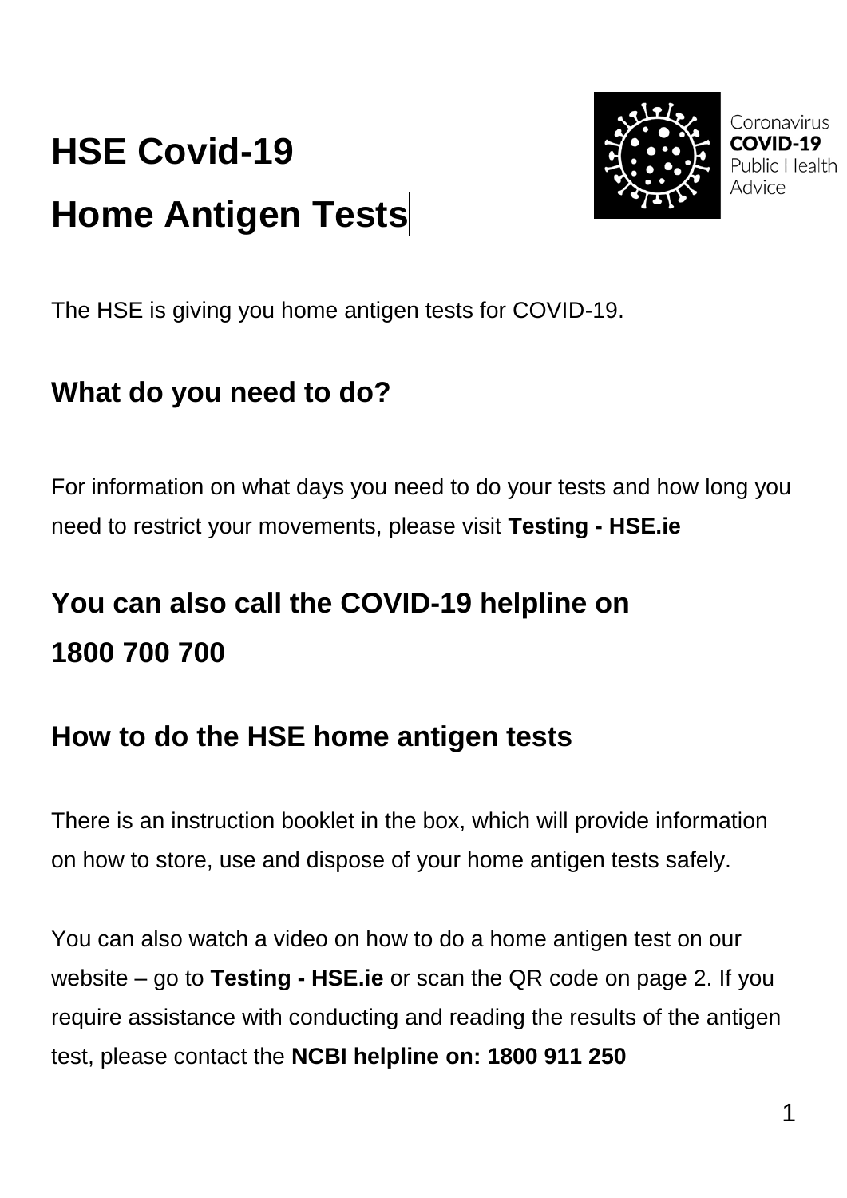# HSE Covid-19 Home Antigen Tests

Coronavirus
**COVID-19**
Public Health
Advice

The HSE is giving you home antigen tests for COVID-19.

## What do you need to do?

For information on what days you need to do your tests and how long you need to restrict your movements, please visit **Testing - HSE.ie**

## You can also call the COVID-19 helpline on 1800 700 700

## How to do the HSE home antigen tests

There is an instruction booklet in the box, which will provide information on how to store, use and dispose of your home antigen tests safely.

You can also watch a video on how to do a home antigen test on our website – go to **Testing - HSE.ie** or scan the QR code on page 2. If you require assistance with conducting and reading the results of the antigen test, please contact the **NCBI helpline on: 1800 911 250**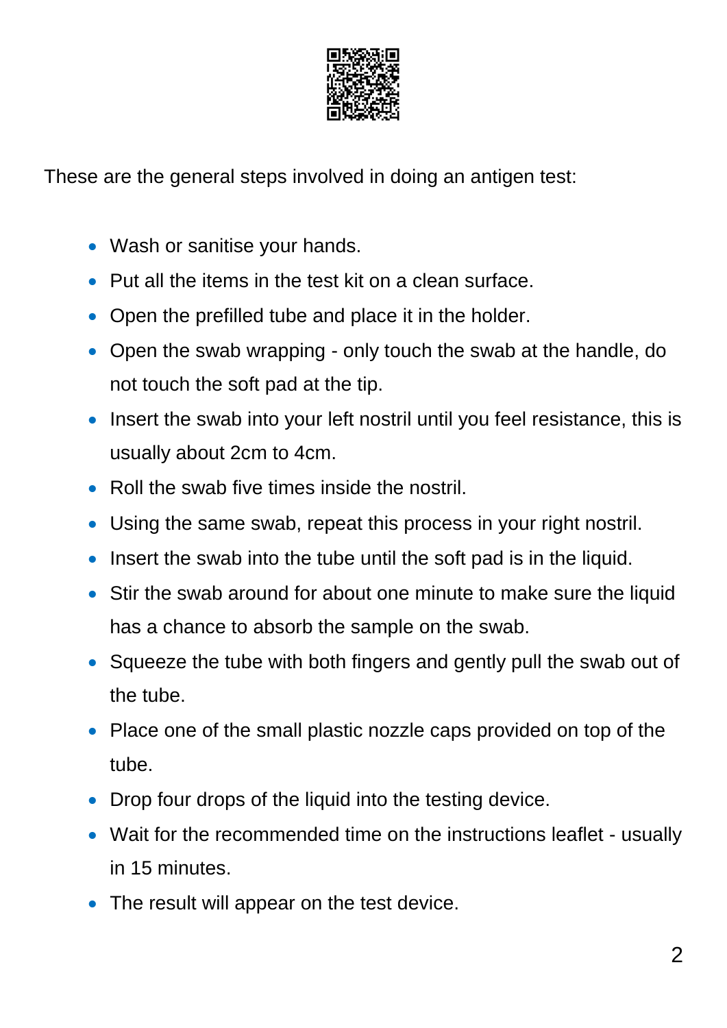These are the general steps involved in doing an antigen test:

- Wash or sanitise your hands.
- Put all the items in the test kit on a clean surface.
- Open the prefilled tube and place it in the holder.
- Open the swab wrapping - only touch the swab at the handle, do not touch the soft pad at the tip.
- Insert the swab into your left nostril until you feel resistance, this is usually about 2cm to 4cm.
- Roll the swab five times inside the nostril.
- Using the same swab, repeat this process in your right nostril.
- Insert the swab into the tube until the soft pad is in the liquid.
- Stir the swab around for about one minute to make sure the liquid has a chance to absorb the sample on the swab.
- Squeeze the tube with both fingers and gently pull the swab out of the tube.
- Place one of the small plastic nozzle caps provided on top of the tube.
- Drop four drops of the liquid into the testing device.
- Wait for the recommended time on the instructions leaflet - usually in 15 minutes.
- The result will appear on the test device.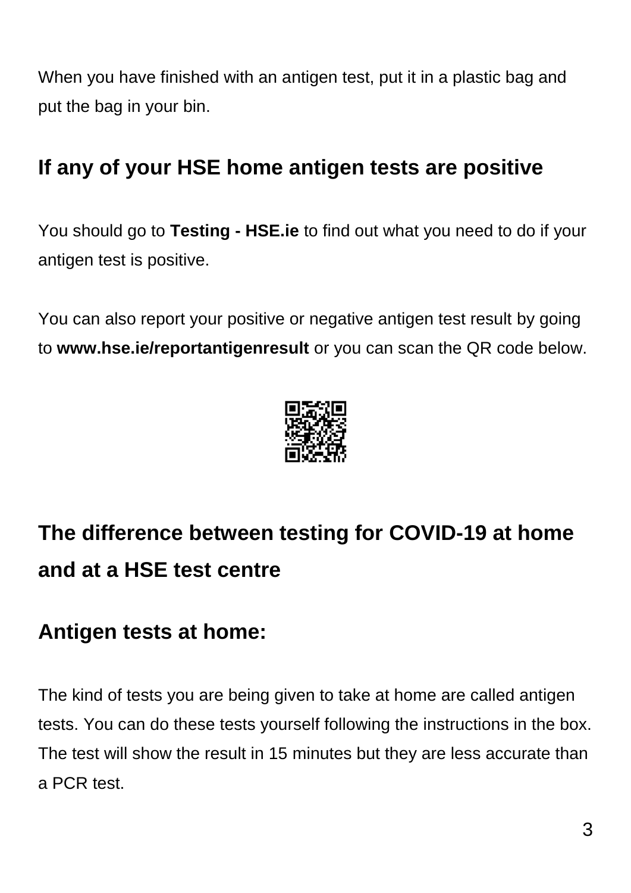When you have finished with an antigen test, put it in a plastic bag and put the bag in your bin.

## If any of your HSE home antigen tests are positive

You should go to **Testing - HSE.ie** to find out what you need to do if your antigen test is positive.

You can also report your positive or negative antigen test result by going to **www.hse.ie/reportantigenresult** or you can scan the QR code below.

# The difference between testing for COVID-19 at home and at a HSE test centre

## Antigen tests at home:

The kind of tests you are being given to take at home are called antigen tests. You can do these tests yourself following the instructions in the box. The test will show the result in 15 minutes but they are less accurate than a PCR test.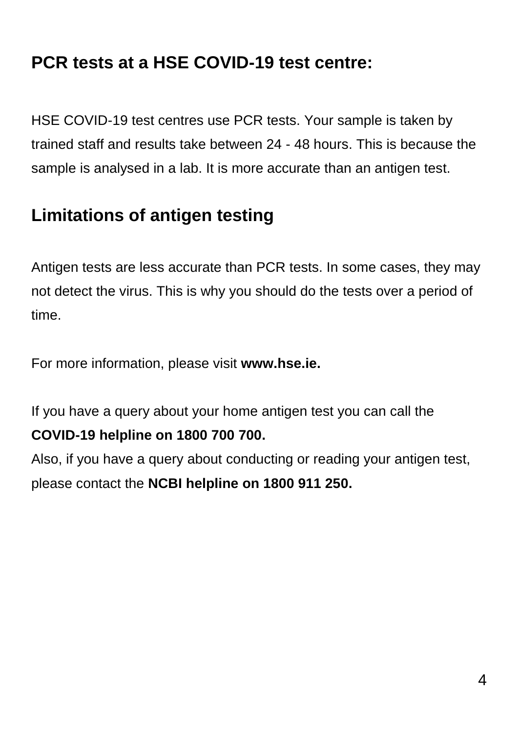## PCR tests at a HSE COVID-19 test centre:

HSE COVID-19 test centres use PCR tests. Your sample is taken by trained staff and results take between 24 - 48 hours. This is because the sample is analysed in a lab. It is more accurate than an antigen test.

## Limitations of antigen testing

Antigen tests are less accurate than PCR tests. In some cases, they may not detect the virus. This is why you should do the tests over a period of time.

For more information, please visit **www.hse.ie.**

If you have a query about your home antigen test you can call the **COVID-19 helpline on 1800 700 700.**
Also, if you have a query about conducting or reading your antigen test, please contact the **NCBI helpline on 1800 911 250.**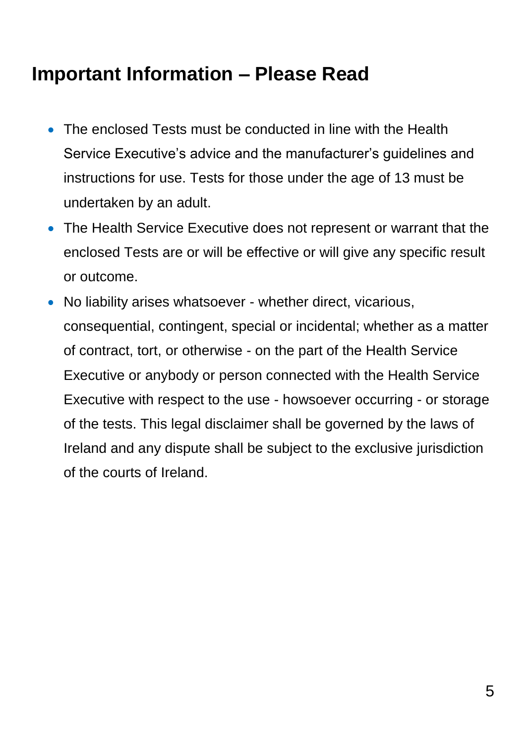## Important Information – Please Read

- The enclosed Tests must be conducted in line with the Health Service Executive's advice and the manufacturer's guidelines and instructions for use. Tests for those under the age of 13 must be undertaken by an adult.
- The Health Service Executive does not represent or warrant that the enclosed Tests are or will be effective or will give any specific result or outcome.
- No liability arises whatsoever - whether direct, vicarious, consequential, contingent, special or incidental; whether as a matter of contract, tort, or otherwise - on the part of the Health Service Executive or anybody or person connected with the Health Service Executive with respect to the use - howsoever occurring - or storage of the tests. This legal disclaimer shall be governed by the laws of Ireland and any dispute shall be subject to the exclusive jurisdiction of the courts of Ireland.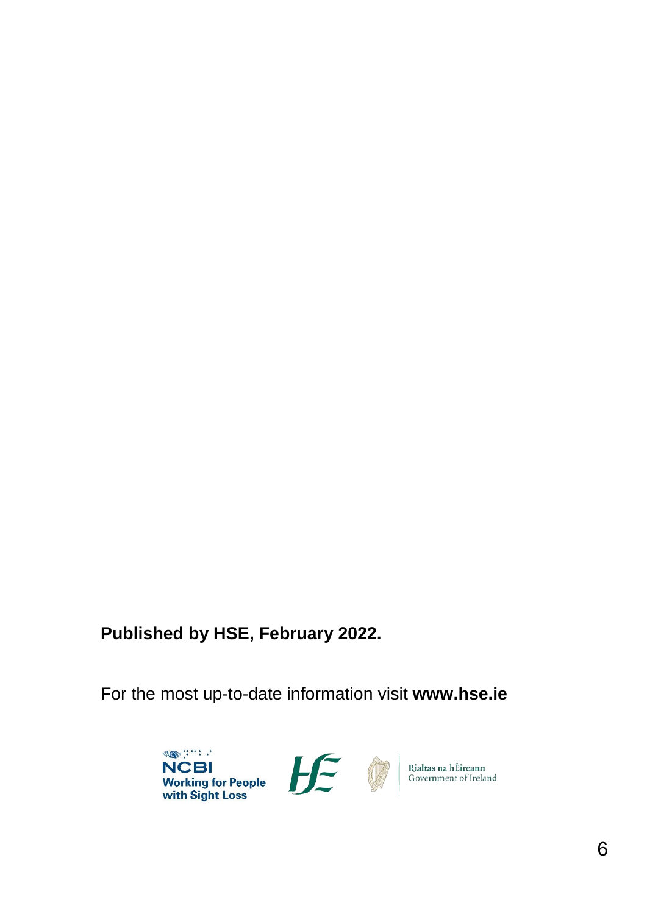**Published by HSE, February 2022.**

For the most up-to-date information visit **www.hse.ie**

NCBI
Working for People
with Sight Loss

Rialtas na hÉireann
Government of Ireland